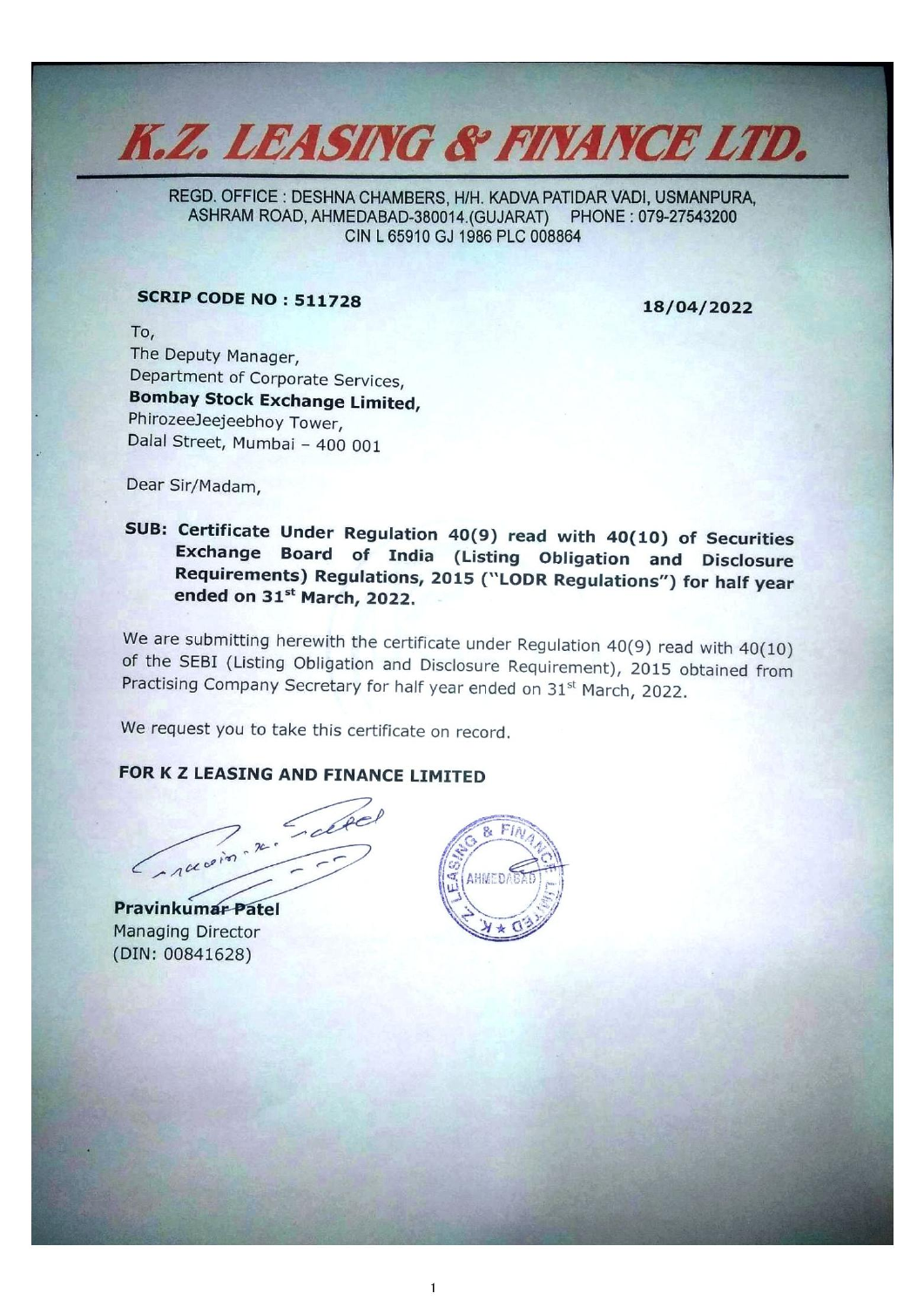# K.Z. LEASING & FINANCE LTD.

REGD. OFFICE : DESHNA CHAMBERS, H/H. KADVA PATIDAR VADI, USMANPURA, ASHRAM ROAD, AHMEDABAD-380014.(GUJARAT) PHONE : 079-27543200
CIN L 65910 GJ 1986 PLC 008864

**SCRIP CODE NO : 511728** **18/04/2022**

To,
The Deputy Manager,
Department of Corporate Services,
**Bombay Stock Exchange Limited,**
PhirozeeJeejeebhoy Tower,
Dalal Street, Mumbai – 400 001

Dear Sir/Madam,

**SUB: Certificate Under Regulation 40(9) read with 40(10) of Securities Exchange Board of India (Listing Obligation and Disclosure Requirements) Regulations, 2015 ("LODR Regulations") for half year ended on 31st March, 2022.**

We are submitting herewith the certificate under Regulation 40(9) read with 40(10) of the SEBI (Listing Obligation and Disclosure Requirement), 2015 obtained from Practising Company Secretary for half year ended on 31st March, 2022.

We request you to take this certificate on record.

**FOR K Z LEASING AND FINANCE LIMITED**

**Pravinkumar Patel**
Managing Director
(DIN: 00841628)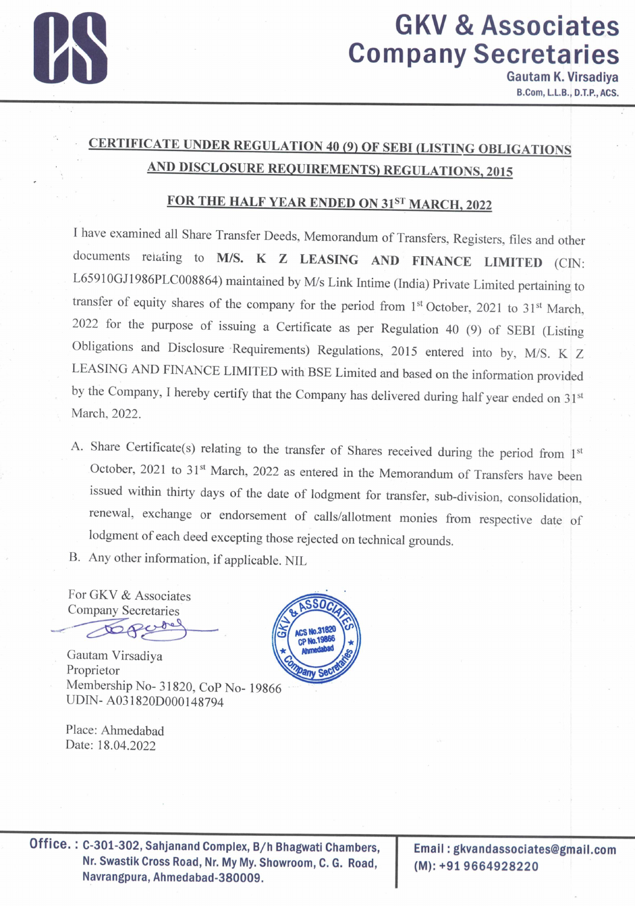# GKV & Associates
## Company Secretaries

**Gautam K. Virsadiya**
B.Com, L.L.B., D.T.P., ACS.

**CERTIFICATE UNDER REGULATION 40 (9) OF SEBI (LISTING OBLIGATIONS AND DISCLOSURE REQUIREMENTS) REGULATIONS, 2015**

**FOR THE HALF YEAR ENDED ON 31ST MARCH, 2022**

I have examined all Share Transfer Deeds, Memorandum of Transfers, Registers, files and other documents relating to **M/S. K Z LEASING AND FINANCE LIMITED** (CIN: L65910GJ1986PLC008864) maintained by M/s Link Intime (India) Private Limited pertaining to transfer of equity shares of the company for the period from 1st October, 2021 to 31st March, 2022 for the purpose of issuing a Certificate as per Regulation 40 (9) of SEBI (Listing Obligations and Disclosure Requirements) Regulations, 2015 entered into by, M/S. K Z LEASING AND FINANCE LIMITED with BSE Limited and based on the information provided by the Company, I hereby certify that the Company has delivered during half year ended on 31st March, 2022.

A. Share Certificate(s) relating to the transfer of Shares received during the period from 1st October, 2021 to 31st March, 2022 as entered in the Memorandum of Transfers have been issued within thirty days of the date of lodgment for transfer, sub-division, consolidation, renewal, exchange or endorsement of calls/allotment monies from respective date of lodgment of each deed excepting those rejected on technical grounds.

B. Any other information, if applicable. NIL

For GKV & Associates
Company Secretaries

Gautam Virsadiya
Proprietor
Membership No- 31820, CoP No- 19866
UDIN- A031820D000148794

Place: Ahmedabad
Date: 18.04.2022

Office.: C-301-302, Sahjanand Complex, B/h Bhagwati Chambers, Nr. Swastik Cross Road, Nr. My My. Showroom, C. G. Road, Navrangpura, Ahmedabad-380009.

Email : gkvandassociates@gmail.com
(M): +91 9664928220